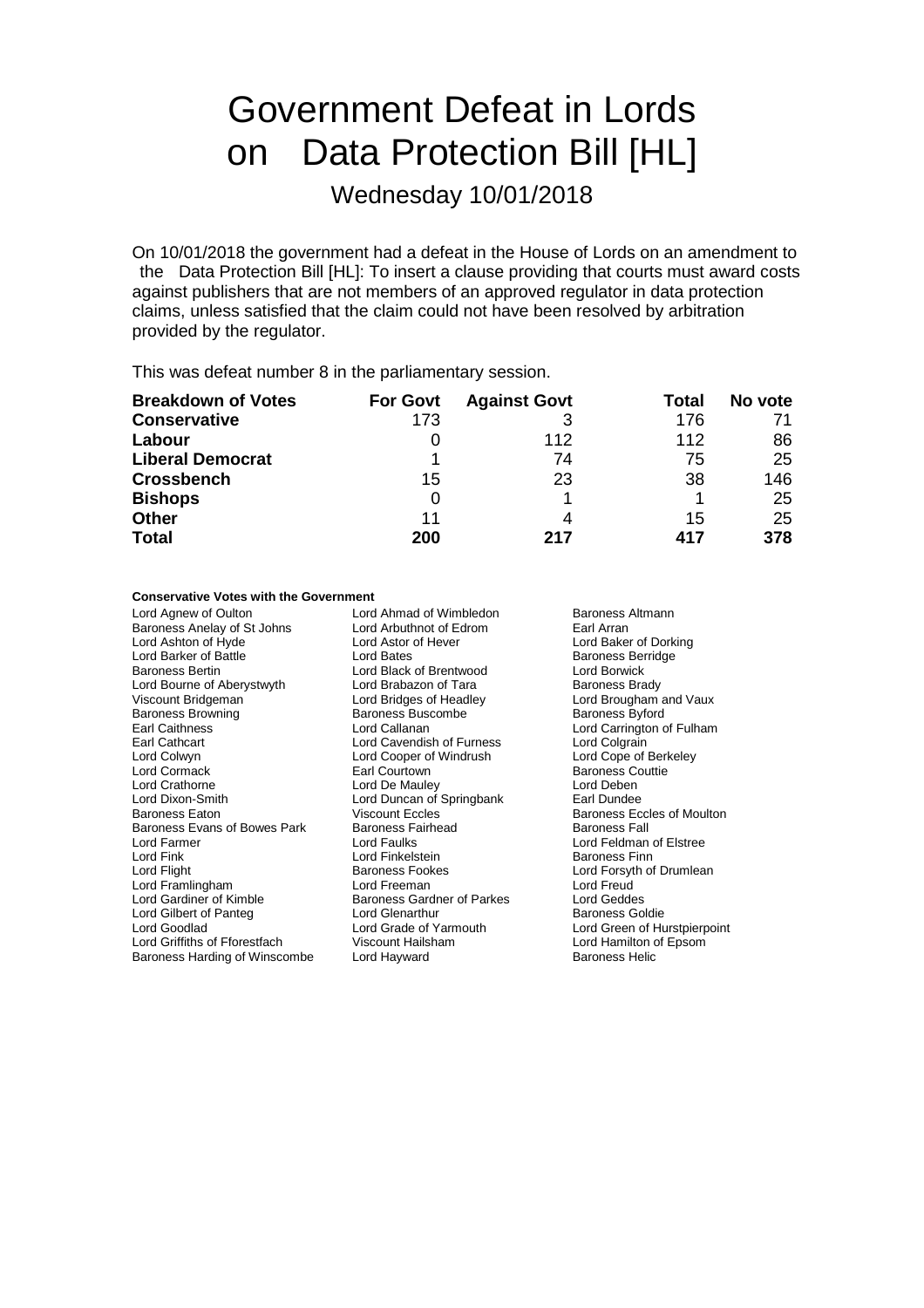# Government Defeat in Lords on Data Protection Bill [HL]

## Wednesday 10/01/2018

On 10/01/2018 the government had a defeat in the House of Lords on an amendment to the Data Protection Bill [HL]: To insert a clause providing that courts must award costs against publishers that are not members of an approved regulator in data protection claims, unless satisfied that the claim could not have been resolved by arbitration provided by the regulator.

This was defeat number 8 in the parliamentary session.

| Breakdown of Votes | For Govt | Against Govt | Total | No vote |
|---|---|---|---|---|
| **Conservative** | 173 | 3 | 176 | 71 |
| **Labour** | 0 | 112 | 112 | 86 |
| **Liberal Democrat** | 1 | 74 | 75 | 25 |
| **Crossbench** | 15 | 23 | 38 | 146 |
| **Bishops** | 0 | 1 | 1 | 25 |
| **Other** | 11 | 4 | 15 | 25 |
| **Total** | **200** | **217** | **417** | **378** |

**Conservative Votes with the Government**

Lord Agnew of Oulton
Lord Ahmad of Wimbledon
Baroness Altmann
Baroness Anelay of St Johns
Lord Arbuthnot of Edrom
Earl Arran
Lord Ashton of Hyde
Lord Astor of Hever
Lord Baker of Dorking
Lord Barker of Battle
Lord Bates
Baroness Berridge
Baroness Bertin
Lord Black of Brentwood
Lord Borwick
Lord Bourne of Aberystwyth
Lord Brabazon of Tara
Baroness Brady
Viscount Bridgeman
Lord Bridges of Headley
Lord Brougham and Vaux
Baroness Browning
Baroness Buscombe
Baroness Byford
Earl Caithness
Lord Callanan
Lord Carrington of Fulham
Earl Cathcart
Lord Cavendish of Furness
Lord Colgrain
Lord Colwyn
Lord Cooper of Windrush
Lord Cope of Berkeley
Lord Cormack
Earl Courtown
Baroness Couttie
Lord Crathorne
Lord De Mauley
Lord Deben
Lord Dixon-Smith
Lord Duncan of Springbank
Earl Dundee
Baroness Eaton
Viscount Eccles
Baroness Eccles of Moulton
Baroness Evans of Bowes Park
Baroness Fairhead
Baroness Fall
Lord Farmer
Lord Faulks
Lord Feldman of Elstree
Lord Fink
Lord Finkelstein
Baroness Finn
Lord Flight
Baroness Fookes
Lord Forsyth of Drumlean
Lord Framlingham
Lord Freeman
Lord Freud
Lord Gardiner of Kimble
Baroness Gardner of Parkes
Lord Geddes
Lord Gilbert of Panteg
Lord Glenarthur
Baroness Goldie
Lord Goodlad
Lord Grade of Yarmouth
Lord Green of Hurstpierpoint
Lord Griffiths of Fforestfach
Viscount Hailsham
Lord Hamilton of Epsom
Baroness Harding of Winscombe
Lord Hayward
Baroness Helic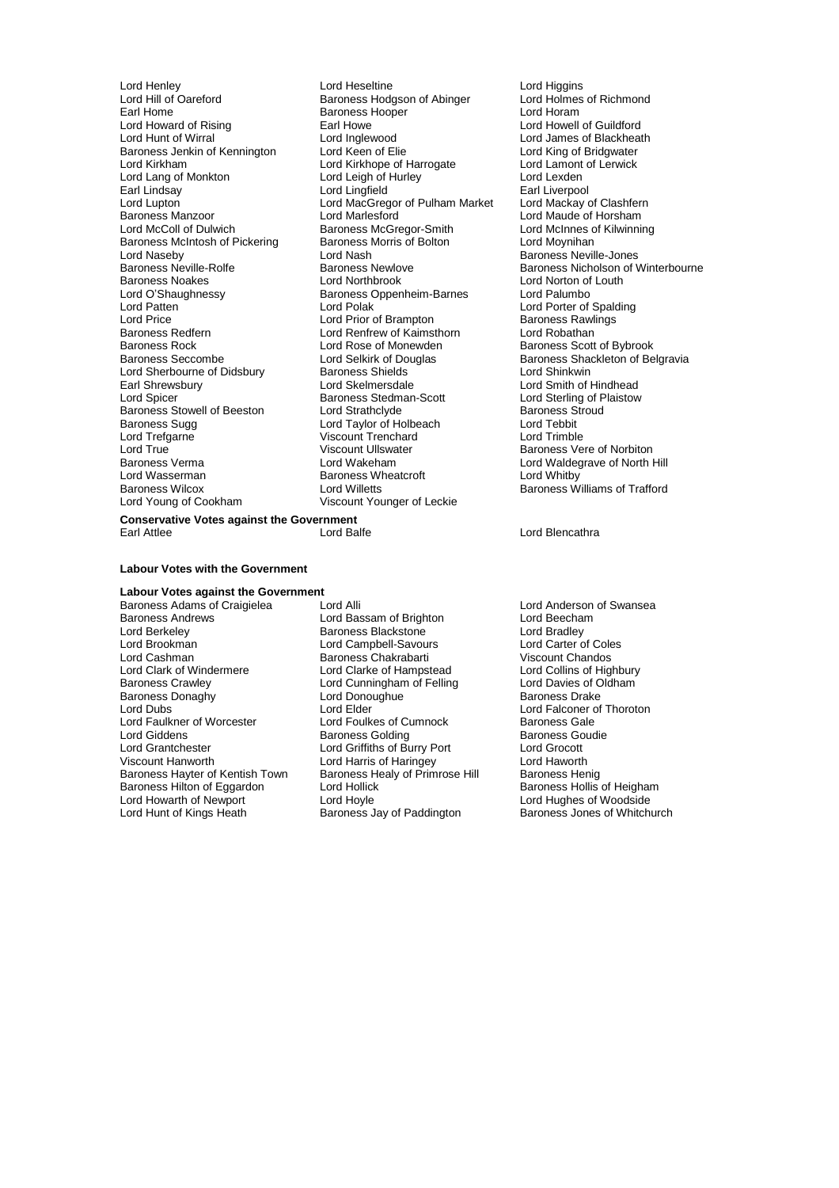Lord Henley
Lord Heseltine
Lord Higgins
Lord Hill of Oareford
Baroness Hodgson of Abinger
Lord Holmes of Richmond
Earl Home
Baroness Hooper
Lord Horam
Lord Howard of Rising
Earl Howe
Lord Howell of Guildford
Lord Hunt of Wirral
Lord Inglewood
Lord James of Blackheath
Baroness Jenkin of Kennington
Lord Keen of Elie
Lord King of Bridgwater
Lord Kirkham
Lord Kirkhope of Harrogate
Lord Lamont of Lerwick
Lord Lang of Monkton
Lord Leigh of Hurley
Lord Lexden
Earl Lindsay
Lord Lingfield
Earl Liverpool
Lord Lupton
Lord MacGregor of Pulham Market
Lord Mackay of Clashfern
Baroness Manzoor
Lord Marlesford
Lord Maude of Horsham
Lord McColl of Dulwich
Baroness McGregor-Smith
Lord McInnes of Kilwinning
Baroness McIntosh of Pickering
Baroness Morris of Bolton
Lord Moynihan
Lord Naseby
Lord Nash
Baroness Neville-Jones
Baroness Neville-Rolfe
Baroness Newlove
Baroness Nicholson of Winterbourne
Baroness Noakes
Lord Northbrook
Lord Norton of Louth
Lord O'Shaughnessy
Baroness Oppenheim-Barnes
Lord Palumbo
Lord Patten
Lord Polak
Lord Porter of Spalding
Lord Price
Lord Prior of Brampton
Baroness Rawlings
Baroness Redfern
Lord Renfrew of Kaimsthorn
Lord Robathan
Baroness Rock
Lord Rose of Monewden
Baroness Scott of Bybrook
Baroness Seccombe
Lord Selkirk of Douglas
Baroness Shackleton of Belgravia
Lord Sherbourne of Didsbury
Baroness Shields
Lord Shinkwin
Earl Shrewsbury
Lord Skelmersdale
Lord Smith of Hindhead
Lord Spicer
Baroness Stedman-Scott
Lord Sterling of Plaistow
Baroness Stowell of Beeston
Lord Strathclyde
Baroness Stroud
Baroness Sugg
Lord Taylor of Holbeach
Lord Tebbit
Lord Trefgarne
Viscount Trenchard
Lord Trimble
Lord True
Viscount Ullswater
Baroness Vere of Norbiton
Baroness Verma
Lord Wakeham
Lord Waldegrave of North Hill
Lord Wasserman
Baroness Wheatcroft
Lord Whitby
Baroness Wilcox
Lord Willetts
Baroness Williams of Trafford
Lord Young of Cookham
Viscount Younger of Leckie

**Conservative Votes against the Government**

Earl Attlee
Lord Balfe
Lord Blencathra

**Labour Votes with the Government**

**Labour Votes against the Government**

Baroness Adams of Craigielea
Lord Alli
Lord Anderson of Swansea
Baroness Andrews
Lord Bassam of Brighton
Lord Beecham
Lord Berkeley
Baroness Blackstone
Lord Bradley
Lord Brookman
Lord Campbell-Savours
Lord Carter of Coles
Lord Cashman
Baroness Chakrabarti
Viscount Chandos
Lord Clark of Windermere
Lord Clarke of Hampstead
Lord Collins of Highbury
Baroness Crawley
Lord Cunningham of Felling
Lord Davies of Oldham
Baroness Donaghy
Lord Donoughue
Baroness Drake
Lord Dubs
Lord Elder
Lord Falconer of Thoroton
Lord Faulkner of Worcester
Lord Foulkes of Cumnock
Baroness Gale
Lord Giddens
Baroness Golding
Baroness Goudie
Lord Grantchester
Lord Griffiths of Burry Port
Lord Grocott
Viscount Hanworth
Lord Harris of Haringey
Lord Haworth
Baroness Hayter of Kentish Town
Baroness Healy of Primrose Hill
Baroness Henig
Baroness Hilton of Eggardon
Lord Hollick
Baroness Hollis of Heigham
Lord Howarth of Newport
Lord Hoyle
Lord Hughes of Woodside
Lord Hunt of Kings Heath
Baroness Jay of Paddington
Baroness Jones of Whitchurch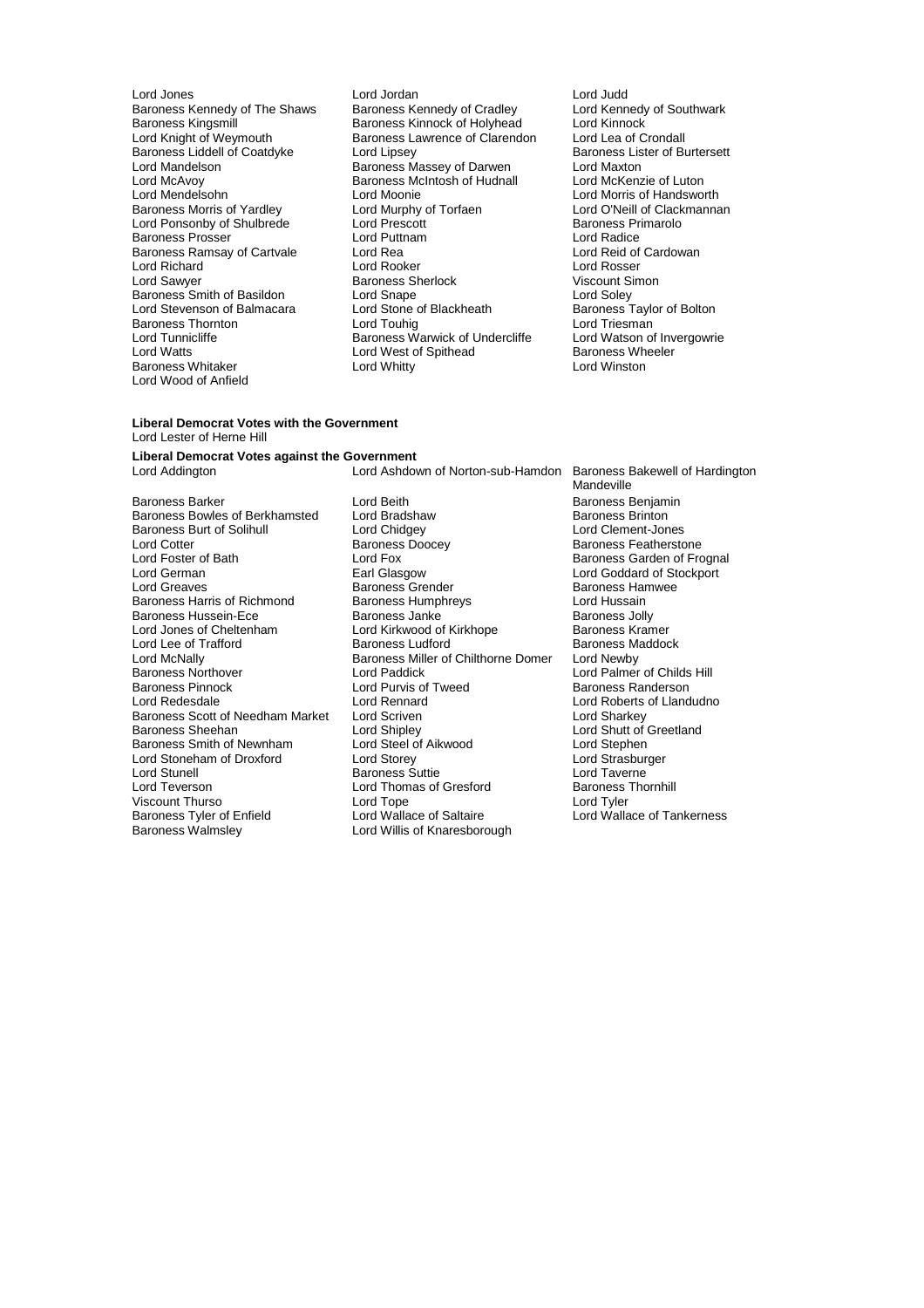Lord Jones
Lord Jordan
Lord Judd
Baroness Kennedy of The Shaws
Baroness Kennedy of Cradley
Lord Kennedy of Southwark
Baroness Kingsmill
Baroness Kinnock of Holyhead
Lord Kinnock
Lord Knight of Weymouth
Baroness Lawrence of Clarendon
Lord Lea of Crondall
Baroness Liddell of Coatdyke
Lord Lipsey
Baroness Lister of Burtersett
Lord Mandelson
Baroness Massey of Darwen
Lord Maxton
Lord McAvoy
Baroness McIntosh of Hudnall
Lord McKenzie of Luton
Lord Mendelsohn
Lord Moonie
Lord Morris of Handsworth
Baroness Morris of Yardley
Lord Murphy of Torfaen
Lord O'Neill of Clackmannan
Lord Ponsonby of Shulbrede
Lord Prescott
Baroness Primarolo
Baroness Prosser
Lord Puttnam
Lord Radice
Baroness Ramsay of Cartvale
Lord Rea
Lord Reid of Cardowan
Lord Richard
Lord Rooker
Lord Rosser
Lord Sawyer
Baroness Sherlock
Viscount Simon
Baroness Smith of Basildon
Lord Snape
Lord Soley
Lord Stevenson of Balmacara
Lord Stone of Blackheath
Baroness Taylor of Bolton
Baroness Thornton
Lord Touhig
Lord Triesman
Lord Tunnicliffe
Baroness Warwick of Undercliffe
Lord Watson of Invergowrie
Lord Watts
Lord West of Spithead
Baroness Wheeler
Baroness Whitaker
Lord Whitty
Lord Winston
Lord Wood of Anfield

**Liberal Democrat Votes with the Government**
Lord Lester of Herne Hill

**Liberal Democrat Votes against the Government**
Lord Addington
Lord Ashdown of Norton-sub-Hamdon
Baroness Bakewell of Hardington Mandeville
Baroness Barker
Lord Beith
Baroness Benjamin
Baroness Bowles of Berkhamsted
Lord Bradshaw
Baroness Brinton
Baroness Burt of Solihull
Lord Chidgey
Lord Clement-Jones
Lord Cotter
Baroness Doocey
Baroness Featherstone
Lord Foster of Bath
Lord Fox
Baroness Garden of Frognal
Lord German
Earl Glasgow
Lord Goddard of Stockport
Lord Greaves
Baroness Grender
Baroness Hamwee
Baroness Harris of Richmond
Baroness Humphreys
Lord Hussain
Baroness Hussein-Ece
Baroness Janke
Baroness Jolly
Lord Jones of Cheltenham
Lord Kirkwood of Kirkhope
Baroness Kramer
Lord Lee of Trafford
Baroness Ludford
Baroness Maddock
Lord McNally
Baroness Miller of Chilthorne Domer
Lord Newby
Baroness Northover
Lord Paddick
Lord Palmer of Childs Hill
Baroness Pinnock
Lord Purvis of Tweed
Baroness Randerson
Lord Redesdale
Lord Rennard
Lord Roberts of Llandudno
Baroness Scott of Needham Market
Lord Scriven
Lord Sharkey
Baroness Sheehan
Lord Shipley
Lord Shutt of Greetland
Baroness Smith of Newnham
Lord Steel of Aikwood
Lord Stephen
Lord Stoneham of Droxford
Lord Storey
Lord Strasburger
Lord Stunell
Baroness Suttie
Lord Taverne
Lord Teverson
Lord Thomas of Gresford
Baroness Thornhill
Viscount Thurso
Lord Tope
Lord Tyler
Baroness Tyler of Enfield
Lord Wallace of Saltaire
Lord Wallace of Tankerness
Baroness Walmsley
Lord Willis of Knaresborough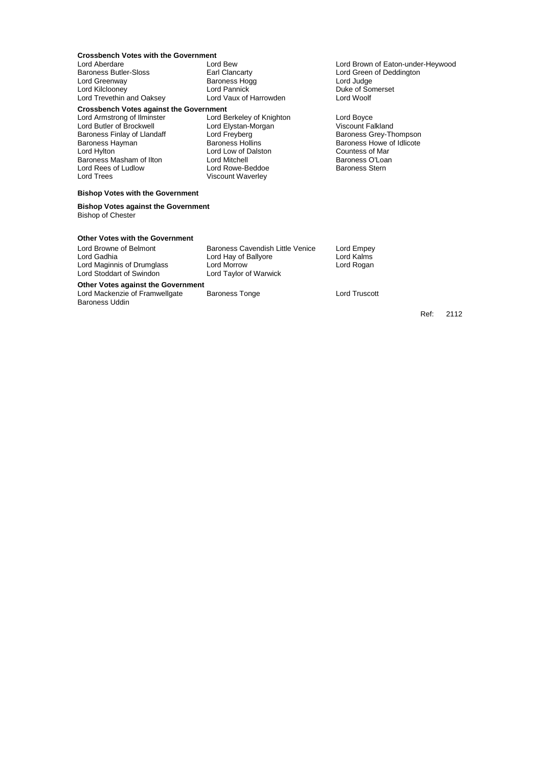**Crossbench Votes with the Government**

Lord Aberdare, Lord Bew, Lord Brown of Eaton-under-Heywood, Baroness Butler-Sloss, Earl Clancarty, Lord Green of Deddington, Lord Greenway, Baroness Hogg, Lord Judge, Lord Kilclooney, Lord Pannick, Duke of Somerset, Lord Trevethin and Oaksey, Lord Vaux of Harrowden, Lord Woolf

**Crossbench Votes against the Government**

Lord Armstrong of Ilminster, Lord Berkeley of Knighton, Lord Boyce, Lord Butler of Brockwell, Lord Elystan-Morgan, Viscount Falkland, Baroness Finlay of Llandaff, Lord Freyberg, Baroness Grey-Thompson, Baroness Hayman, Baroness Hollins, Baroness Howe of Idlicote, Lord Hylton, Lord Low of Dalston, Countess of Mar, Baroness Masham of Ilton, Lord Mitchell, Baroness O'Loan, Lord Rees of Ludlow, Lord Rowe-Beddoe, Baroness Stern, Lord Trees, Viscount Waverley

**Bishop Votes with the Government**

**Bishop Votes against the Government**

Bishop of Chester

**Other Votes with the Government**

Lord Browne of Belmont, Baroness Cavendish Little Venice, Lord Empey, Lord Gadhia, Lord Hay of Ballyore, Lord Kalms, Lord Maginnis of Drumglass, Lord Morrow, Lord Rogan, Lord Stoddart of Swindon, Lord Taylor of Warwick

**Other Votes against the Government**

Lord Mackenzie of Framwellgate, Baroness Tonge, Lord Truscott, Baroness Uddin

Ref: 2112